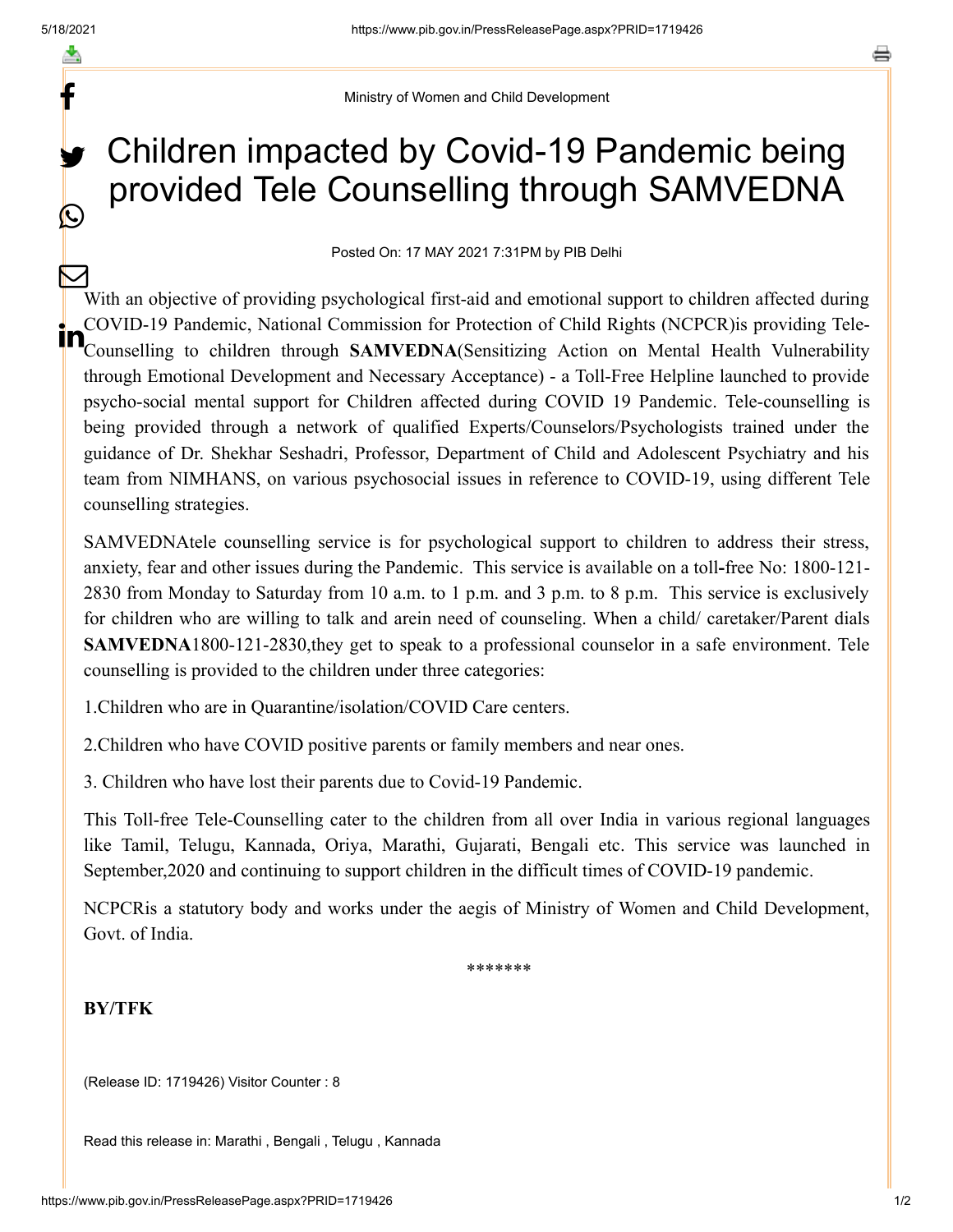Ministry of Women and Child Development

# Children impacted by Covid-19 Pandemic being provided Tele Counselling through SAMVEDNA

Posted On: 17 MAY 2021 7:31PM by PIB Delhi

With an objective of providing psychological first-aid and emotional support to children affected during COVID-19 Pandemic, National Commission for Protection of Child Rights (NCPCR)is providing Tele-Counselling to children through **SAMVEDNA**(Sensitizing Action on Mental Health Vulnerability through Emotional Development and Necessary Acceptance) - a Toll-Free Helpline launched to provide psycho-social mental support for Children affected during COVID 19 Pandemic. Tele-counselling is being provided through a network of qualified Experts/Counselors/Psychologists trained under the guidance of Dr. Shekhar Seshadri, Professor, Department of Child and Adolescent Psychiatry and his team from NIMHANS, on various psychosocial issues in reference to COVID-19, using different Tele counselling strategies.

SAMVEDNAtele counselling service is for psychological support to children to address their stress, anxiety, fear and other issues during the Pandemic. This service is available on a toll-free No: 1800-121-2830 from Monday to Saturday from 10 a.m. to 1 p.m. and 3 p.m. to 8 p.m. This service is exclusively for children who are willing to talk and arein need of counseling. When a child/ caretaker/Parent dials **SAMVEDNA**1800-121-2830,they get to speak to a professional counselor in a safe environment. Tele counselling is provided to the children under three categories:

1.Children who are in Quarantine/isolation/COVID Care centers.

2.Children who have COVID positive parents or family members and near ones.

3. Children who have lost their parents due to Covid-19 Pandemic.

This Toll-free Tele-Counselling cater to the children from all over India in various regional languages like Tamil, Telugu, Kannada, Oriya, Marathi, Gujarati, Bengali etc. This service was launched in September,2020 and continuing to support children in the difficult times of COVID-19 pandemic.

NCPCRis a statutory body and works under the aegis of Ministry of Women and Child Development, Govt. of India.

*******

**BY/TFK**

(Release ID: 1719426) Visitor Counter : 8

Read this release in: Marathi , Bengali , Telugu , Kannada